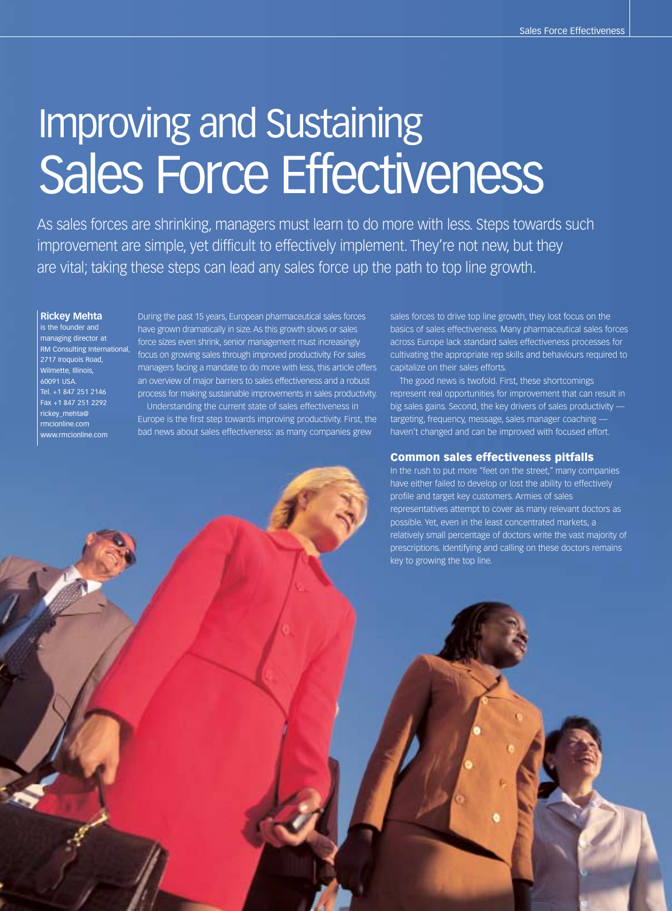# Improving and Sustaining Sales Force Effectiveness

As sales forces are shrinking, managers must learn to do more with less. Steps towards such improvement are simple, yet difficult to effectively implement. They're not new, but they are vital; taking these steps can lead any sales force up the path to top line growth.

**Rickey Mehta** is the founder and managing director at RM Consulting International, 2717 Iroquois Road, Wilmette, Illinois, 60091 USA.
Tel. +1 847 251 2146
Fax +1 847 251 2292
rickey_mehta@rmcionline.com
www.rmcionline.com

During the past 15 years, European pharmaceutical sales forces have grown dramatically in size. As this growth slows or sales force sizes even shrink, senior management must increasingly focus on growing sales through improved productivity. For sales managers facing a mandate to do more with less, this article offers an overview of major barriers to sales effectiveness and a robust process for making sustainable improvements in sales productivity.

Understanding the current state of sales effectiveness in Europe is the first step towards improving productivity. First, the bad news about sales effectiveness: as many companies grew sales forces to drive top line growth, they lost focus on the basics of sales effectiveness. Many pharmaceutical sales forces across Europe lack standard sales effectiveness processes for cultivating the appropriate rep skills and behaviours required to capitalize on their sales efforts.

The good news is twofold. First, these shortcomings represent real opportunities for improvement that can result in big sales gains. Second, the key drivers of sales productivity — targeting, frequency, message, sales manager coaching — haven't changed and can be improved with focused effort.

## Common sales effectiveness pitfalls

In the rush to put more "feet on the street," many companies have either failed to develop or lost the ability to effectively profile and target key customers. Armies of sales representatives attempt to cover as many relevant doctors as possible. Yet, even in the least concentrated markets, a relatively small percentage of doctors write the vast majority of prescriptions. Identifying and calling on these doctors remains key to growing the top line.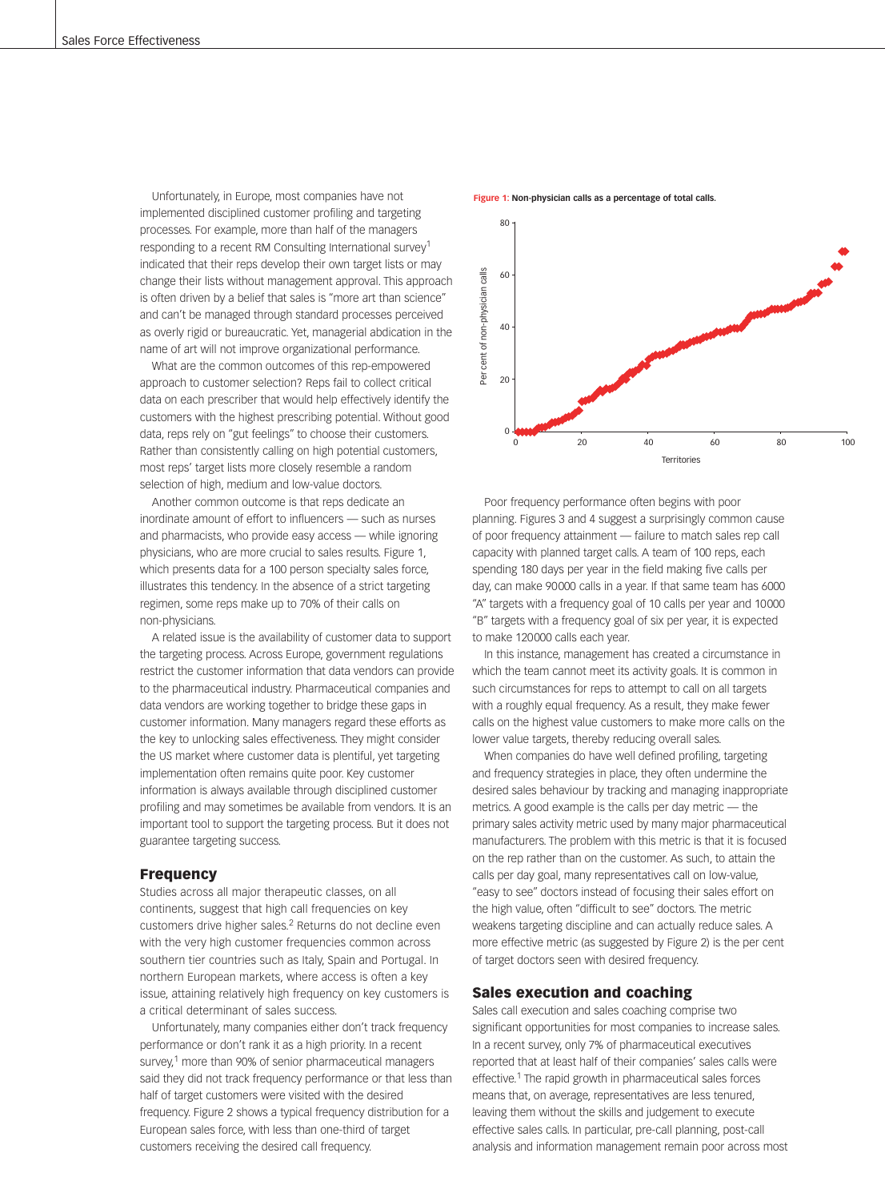Unfortunately, in Europe, most companies have not implemented disciplined customer profiling and targeting processes. For example, more than half of the managers responding to a recent RM Consulting International survey[1] indicated that their reps develop their own target lists or may change their lists without management approval. This approach is often driven by a belief that sales is "more art than science" and can't be managed through standard processes perceived as overly rigid or bureaucratic. Yet, managerial abdication in the name of art will not improve organizational performance.

What are the common outcomes of this rep-empowered approach to customer selection? Reps fail to collect critical data on each prescriber that would help effectively identify the customers with the highest prescribing potential. Without good data, reps rely on "gut feelings" to choose their customers. Rather than consistently calling on high potential customers, most reps' target lists more closely resemble a random selection of high, medium and low-value doctors.

Another common outcome is that reps dedicate an inordinate amount of effort to influencers — such as nurses and pharmacists, who provide easy access — while ignoring physicians, who are more crucial to sales results. Figure 1, which presents data for a 100 person specialty sales force, illustrates this tendency. In the absence of a strict targeting regimen, some reps make up to 70% of their calls on non-physicians.

A related issue is the availability of customer data to support the targeting process. Across Europe, government regulations restrict the customer information that data vendors can provide to the pharmaceutical industry. Pharmaceutical companies and data vendors are working together to bridge these gaps in customer information. Many managers regard these efforts as the key to unlocking sales effectiveness. They might consider the US market where customer data is plentiful, yet targeting implementation often remains quite poor. Key customer information is always available through disciplined customer profiling and may sometimes be available from vendors. It is an important tool to support the targeting process. But it does not guarantee targeting success.

## Frequency

Studies across all major therapeutic classes, on all continents, suggest that high call frequencies on key customers drive higher sales.[2] Returns do not decline even with the very high customer frequencies common across southern tier countries such as Italy, Spain and Portugal. In northern European markets, where access is often a key issue, attaining relatively high frequency on key customers is a critical determinant of sales success.

Unfortunately, many companies either don't track frequency performance or don't rank it as a high priority. In a recent survey,[1] more than 90% of senior pharmaceutical managers said they did not track frequency performance or that less than half of target customers were visited with the desired frequency. Figure 2 shows a typical frequency distribution for a European sales force, with less than one-third of target customers receiving the desired call frequency.

**Figure 1:** Non-physician calls as a percentage of total calls.

Poor frequency performance often begins with poor planning. Figures 3 and 4 suggest a surprisingly common cause of poor frequency attainment — failure to match sales rep call capacity with planned target calls. A team of 100 reps, each spending 180 days per year in the field making five calls per day, can make 90000 calls in a year. If that same team has 6000 "A" targets with a frequency goal of 10 calls per year and 10000 "B" targets with a frequency goal of six per year, it is expected to make 120000 calls each year.

In this instance, management has created a circumstance in which the team cannot meet its activity goals. It is common in such circumstances for reps to attempt to call on all targets with a roughly equal frequency. As a result, they make fewer calls on the highest value customers to make more calls on the lower value targets, thereby reducing overall sales.

When companies do have well defined profiling, targeting and frequency strategies in place, they often undermine the desired sales behaviour by tracking and managing inappropriate metrics. A good example is the calls per day metric — the primary sales activity metric used by many major pharmaceutical manufacturers. The problem with this metric is that it is focused on the rep rather than on the customer. As such, to attain the calls per day goal, many representatives call on low-value, "easy to see" doctors instead of focusing their sales effort on the high value, often "difficult to see" doctors. The metric weakens targeting discipline and can actually reduce sales. A more effective metric (as suggested by Figure 2) is the per cent of target doctors seen with desired frequency.

## Sales execution and coaching

Sales call execution and sales coaching comprise two significant opportunities for most companies to increase sales. In a recent survey, only 7% of pharmaceutical executives reported that at least half of their companies' sales calls were effective.[1] The rapid growth in pharmaceutical sales forces means that, on average, representatives are less tenured, leaving them without the skills and judgement to execute effective sales calls. In particular, pre-call planning, post-call analysis and information management remain poor across most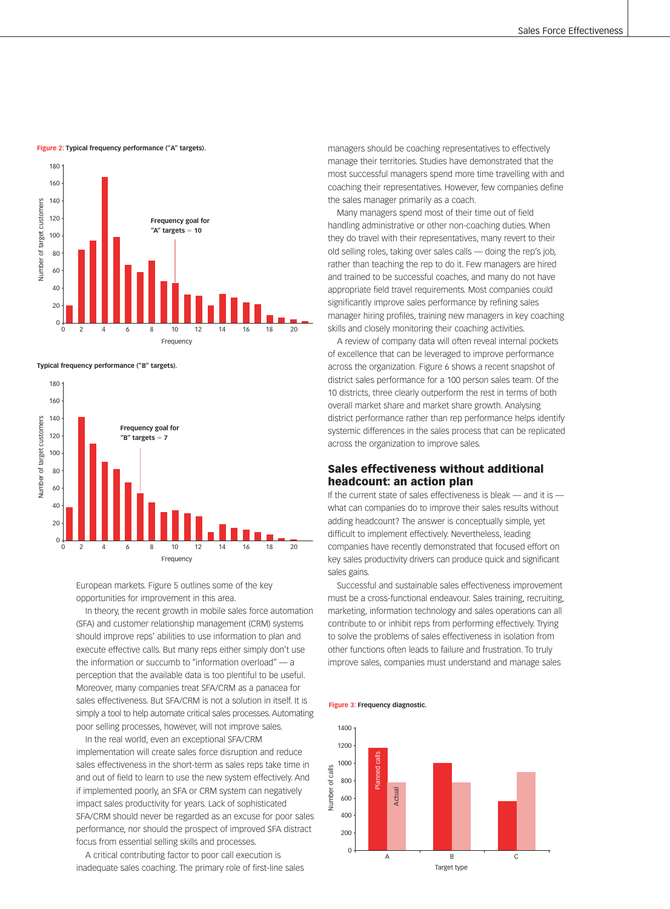**Figure 2:** Typical frequency performance ("A" targets).

Typical frequency performance ("B" targets).

European markets. Figure 5 outlines some of the key opportunities for improvement in this area.

In theory, the recent growth in mobile sales force automation (SFA) and customer relationship management (CRM) systems should improve reps' abilities to use information to plan and execute effective calls. But many reps either simply don't use the information or succumb to "information overload" — a perception that the available data is too plentiful to be useful. Moreover, many companies treat SFA/CRM as a panacea for sales effectiveness. But SFA/CRM is not a solution in itself. It is simply a tool to help automate critical sales processes. Automating poor selling processes, however, will not improve sales.

In the real world, even an exceptional SFA/CRM implementation will create sales force disruption and reduce sales effectiveness in the short-term as sales reps take time in and out of field to learn to use the new system effectively. And if implemented poorly, an SFA or CRM system can negatively impact sales productivity for years. Lack of sophisticated SFA/CRM should never be regarded as an excuse for poor sales performance, nor should the prospect of improved SFA distract focus from essential selling skills and processes.

A critical contributing factor to poor call execution is inadequate sales coaching. The primary role of first-line sales managers should be coaching representatives to effectively manage their territories. Studies have demonstrated that the most successful managers spend more time travelling with and coaching their representatives. However, few companies define the sales manager primarily as a coach.

Many managers spend most of their time out of field handling administrative or other non-coaching duties. When they do travel with their representatives, many revert to their old selling roles, taking over sales calls — doing the rep's job, rather than teaching the rep to do it. Few managers are hired and trained to be successful coaches, and many do not have appropriate field travel requirements. Most companies could significantly improve sales performance by refining sales manager hiring profiles, training new managers in key coaching skills and closely monitoring their coaching activities.

A review of company data will often reveal internal pockets of excellence that can be leveraged to improve performance across the organization. Figure 6 shows a recent snapshot of district sales performance for a 100 person sales team. Of the 10 districts, three clearly outperform the rest in terms of both overall market share and market share growth. Analysing district performance rather than rep performance helps identify systemic differences in the sales process that can be replicated across the organization to improve sales.

## Sales effectiveness without additional headcount: an action plan

If the current state of sales effectiveness is bleak — and it is — what can companies do to improve their sales results without adding headcount? The answer is conceptually simple, yet difficult to implement effectively. Nevertheless, leading companies have recently demonstrated that focused effort on key sales productivity drivers can produce quick and significant sales gains.

Successful and sustainable sales effectiveness improvement must be a cross-functional endeavour. Sales training, recruiting, marketing, information technology and sales operations can all contribute to or inhibit reps from performing effectively. Trying to solve the problems of sales effectiveness in isolation from other functions often leads to failure and frustration. To truly improve sales, companies must understand and manage sales

**Figure 3:** Frequency diagnostic.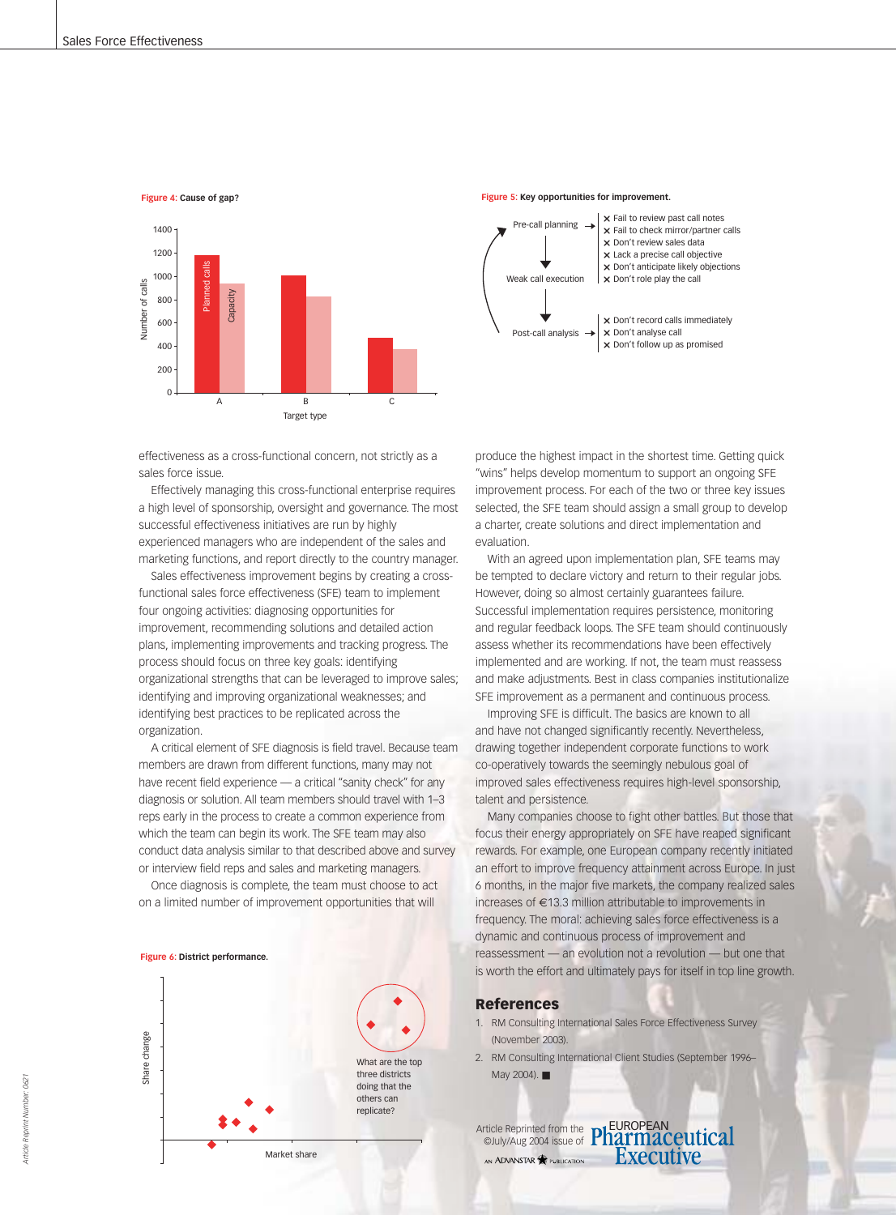**Figure 4: Cause of gap?**

1400
1200
1000
800
600
400
200
0
Number of calls
Planned calls
Capacity
A
B
C
Target type

**Figure 5: Key opportunities for improvement.**

Pre-call planning →
- ✕ Fail to review past call notes
- ✕ Fail to check mirror/partner calls
- ✕ Don't review sales data
- ✕ Lack a precise call objective
- ✕ Don't anticipate likely objections
- ✕ Don't role play the call

Weak call execution

Post-call analysis →
- ✕ Don't record calls immediately
- ✕ Don't analyse call
- ✕ Don't follow up as promised

effectiveness as a cross-functional concern, not strictly as a sales force issue.

Effectively managing this cross-functional enterprise requires a high level of sponsorship, oversight and governance. The most successful effectiveness initiatives are run by highly experienced managers who are independent of the sales and marketing functions, and report directly to the country manager.

Sales effectiveness improvement begins by creating a cross-functional sales force effectiveness (SFE) team to implement four ongoing activities: diagnosing opportunities for improvement, recommending solutions and detailed action plans, implementing improvements and tracking progress. The process should focus on three key goals: identifying organizational strengths that can be leveraged to improve sales; identifying and improving organizational weaknesses; and identifying best practices to be replicated across the organization.

A critical element of SFE diagnosis is field travel. Because team members are drawn from different functions, many may not have recent field experience — a critical "sanity check" for any diagnosis or solution. All team members should travel with 1–3 reps early in the process to create a common experience from which the team can begin its work. The SFE team may also conduct data analysis similar to that described above and survey or interview field reps and sales and marketing managers.

Once diagnosis is complete, the team must choose to act on a limited number of improvement opportunities that will produce the highest impact in the shortest time. Getting quick "wins" helps develop momentum to support an ongoing SFE improvement process. For each of the two or three key issues selected, the SFE team should assign a small group to develop a charter, create solutions and direct implementation and evaluation.

With an agreed upon implementation plan, SFE teams may be tempted to declare victory and return to their regular jobs. However, doing so almost certainly guarantees failure. Successful implementation requires persistence, monitoring and regular feedback loops. The SFE team should continuously assess whether its recommendations have been effectively implemented and are working. If not, the team must reassess and make adjustments. Best in class companies institutionalize SFE improvement as a permanent and continuous process.

Improving SFE is difficult. The basics are known to all and have not changed significantly recently. Nevertheless, drawing together independent corporate functions to work co-operatively towards the seemingly nebulous goal of improved sales effectiveness requires high-level sponsorship, talent and persistence.

Many companies choose to fight other battles. But those that focus their energy appropriately on SFE have reaped significant rewards. For example, one European company recently initiated an effort to improve frequency attainment across Europe. In just 6 months, in the major five markets, the company realized sales increases of €13.3 million attributable to improvements in frequency. The moral: achieving sales force effectiveness is a dynamic and continuous process of improvement and reassessment — an evolution not a revolution — but one that is worth the effort and ultimately pays for itself in top line growth.

**Figure 6: District performance.**

Share change
Market share
What are the top three districts doing that the others can replicate?

## References

1. RM Consulting International Sales Force Effectiveness Survey (November 2003).
2. RM Consulting International Client Studies (September 1996–May 2004).

Article Reprinted from the ©July/Aug 2004 issue of European Pharmaceutical Executive, an Advanstar publication